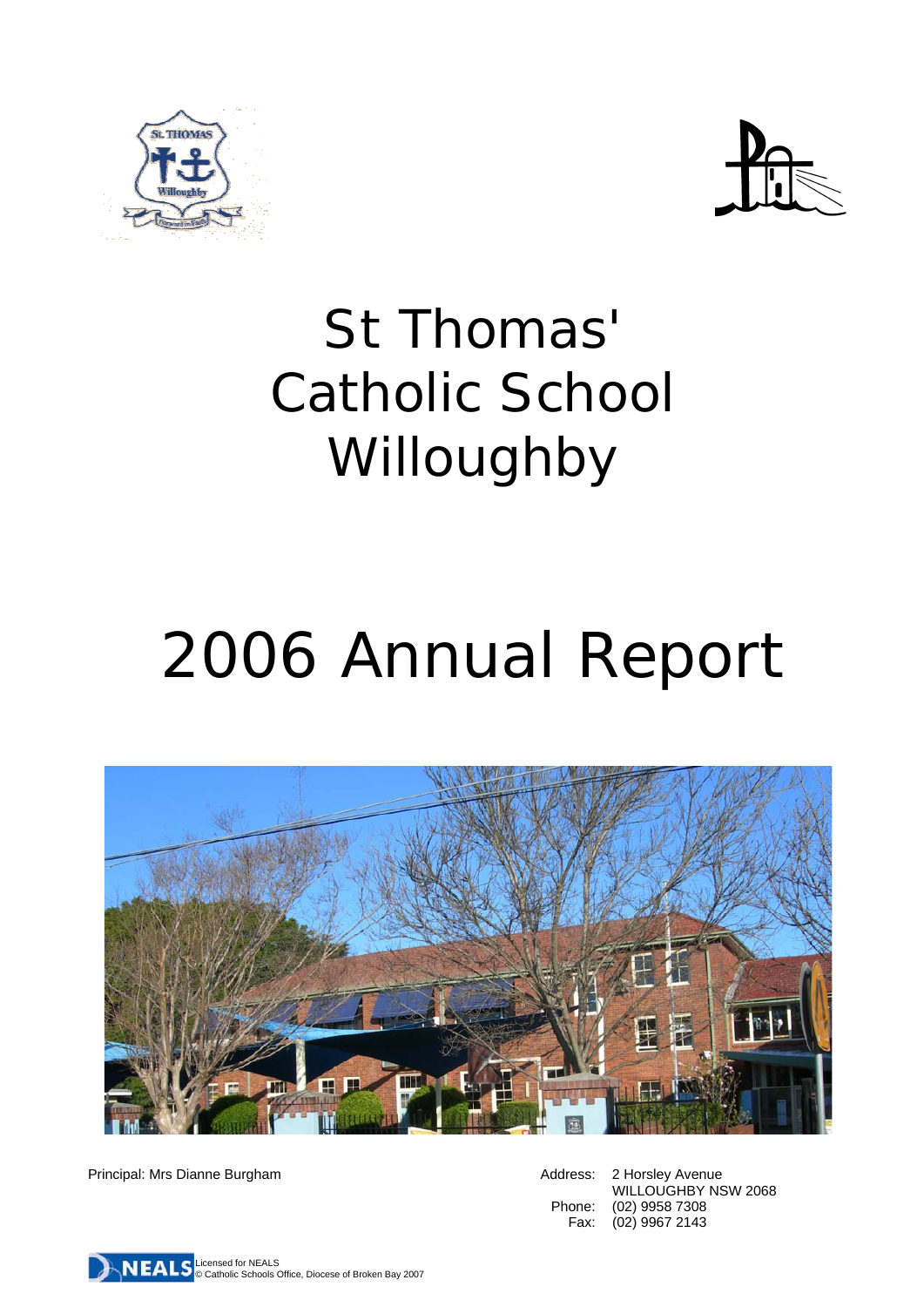# St Thomas' Catholic School Willoughby

# 2006 Annual Report

Principal: Mrs Dianne Burgham

Address: 2 Horsley Avenue
WILLOUGHBY NSW 2068
Phone: (02) 9958 7308
Fax: (02) 9967 2143

Licensed for NEALS
© Catholic Schools Office, Diocese of Broken Bay 2007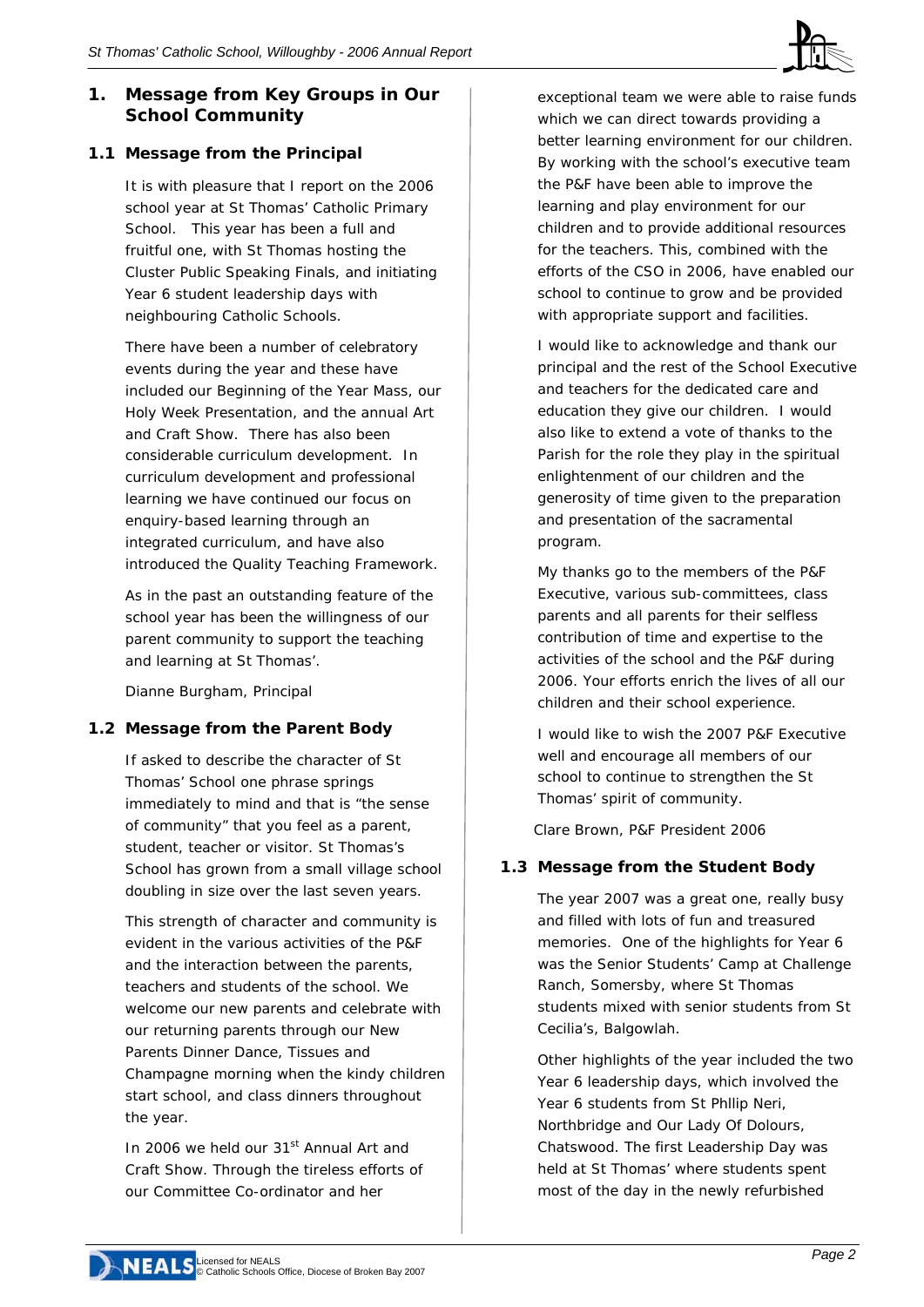## 1. Message from Key Groups in Our School Community

### 1.1 Message from the Principal

It is with pleasure that I report on the 2006 school year at St Thomas' Catholic Primary School. This year has been a full and fruitful one, with St Thomas hosting the Cluster Public Speaking Finals, and initiating Year 6 student leadership days with neighbouring Catholic Schools.

There have been a number of celebratory events during the year and these have included our Beginning of the Year Mass, our Holy Week Presentation, and the annual Art and Craft Show. There has also been considerable curriculum development. In curriculum development and professional learning we have continued our focus on enquiry-based learning through an integrated curriculum, and have also introduced the Quality Teaching Framework.

As in the past an outstanding feature of the school year has been the willingness of our parent community to support the teaching and learning at St Thomas'.

Dianne Burgham, Principal

### 1.2 Message from the Parent Body

If asked to describe the character of St Thomas' School one phrase springs immediately to mind and that is "the sense of community" that you feel as a parent, student, teacher or visitor. St Thomas's School has grown from a small village school doubling in size over the last seven years.

This strength of character and community is evident in the various activities of the P&F and the interaction between the parents, teachers and students of the school. We welcome our new parents and celebrate with our returning parents through our New Parents Dinner Dance, Tissues and Champagne morning when the kindy children start school, and class dinners throughout the year.

In 2006 we held our 31st Annual Art and Craft Show. Through the tireless efforts of our Committee Co-ordinator and her exceptional team we were able to raise funds which we can direct towards providing a better learning environment for our children. By working with the school's executive team the P&F have been able to improve the learning and play environment for our children and to provide additional resources for the teachers. This, combined with the efforts of the CSO in 2006, have enabled our school to continue to grow and be provided with appropriate support and facilities.

I would like to acknowledge and thank our principal and the rest of the School Executive and teachers for the dedicated care and education they give our children. I would also like to extend a vote of thanks to the Parish for the role they play in the spiritual enlightenment of our children and the generosity of time given to the preparation and presentation of the sacramental program.

My thanks go to the members of the P&F Executive, various sub-committees, class parents and all parents for their selfless contribution of time and expertise to the activities of the school and the P&F during 2006. Your efforts enrich the lives of all our children and their school experience.

I would like to wish the 2007 P&F Executive well and encourage all members of our school to continue to strengthen the St Thomas' spirit of community.

Clare Brown, P&F President 2006

### 1.3 Message from the Student Body

The year 2007 was a great one, really busy and filled with lots of fun and treasured memories. One of the highlights for Year 6 was the Senior Students' Camp at Challenge Ranch, Somersby, where St Thomas students mixed with senior students from St Cecilia's, Balgowlah.

Other highlights of the year included the two Year 6 leadership days, which involved the Year 6 students from St Phllip Neri, Northbridge and Our Lady Of Dolours, Chatswood. The first Leadership Day was held at St Thomas' where students spent most of the day in the newly refurbished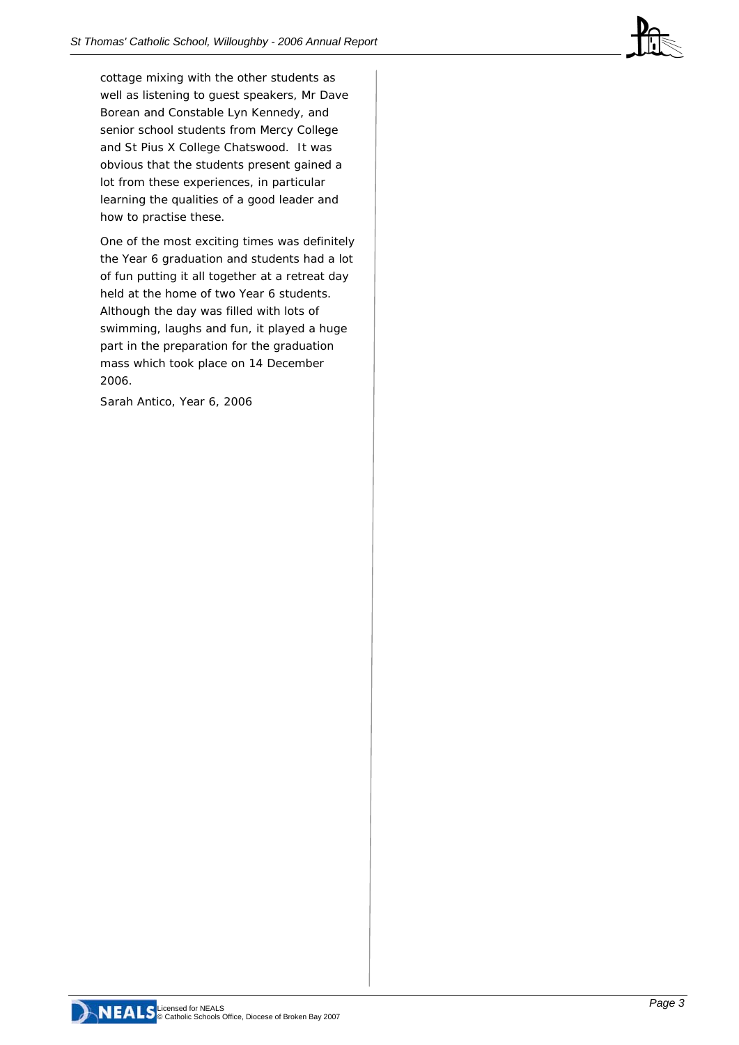cottage mixing with the other students as well as listening to guest speakers, Mr Dave Borean and Constable Lyn Kennedy, and senior school students from Mercy College and St Pius X College Chatswood. It was obvious that the students present gained a lot from these experiences, in particular learning the qualities of a good leader and how to practise these.

One of the most exciting times was definitely the Year 6 graduation and students had a lot of fun putting it all together at a retreat day held at the home of two Year 6 students. Although the day was filled with lots of swimming, laughs and fun, it played a huge part in the preparation for the graduation mass which took place on 14 December 2006.

Sarah Antico, Year 6, 2006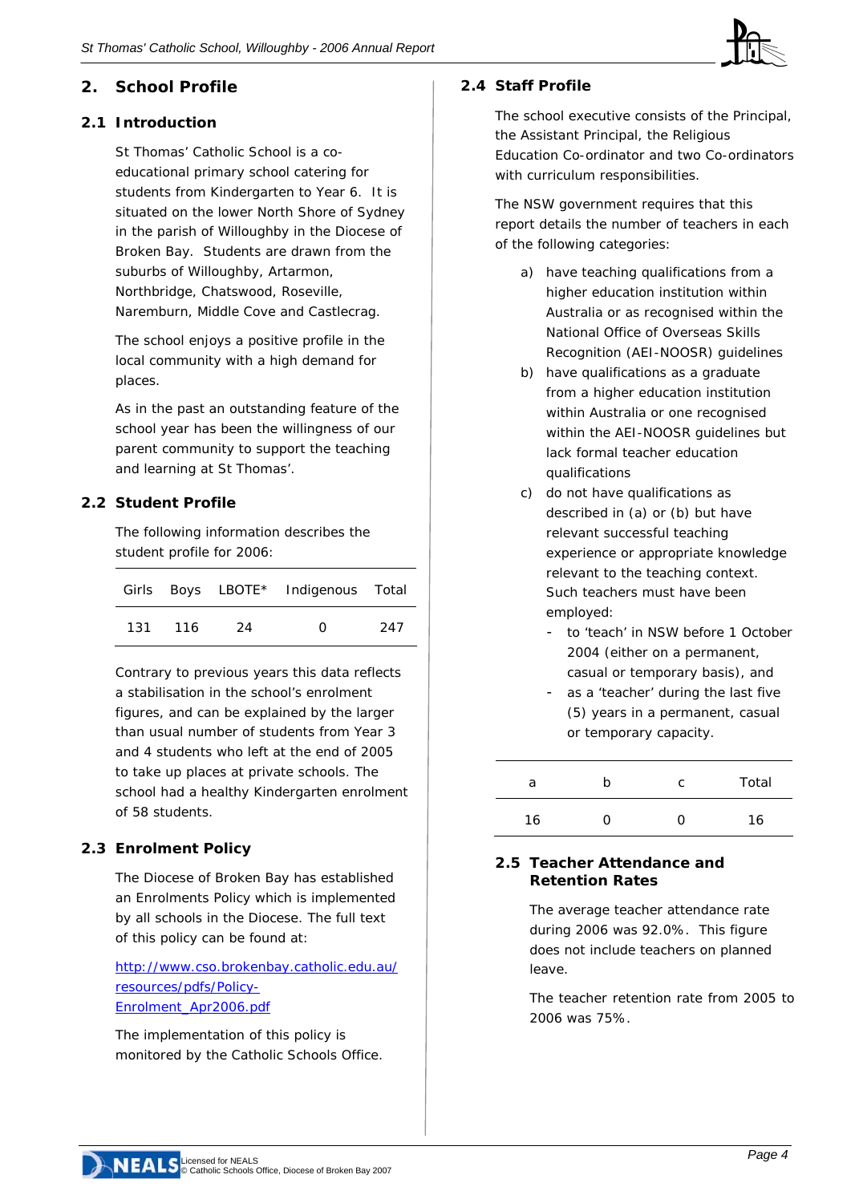## 2. School Profile

### 2.1 Introduction

St Thomas' Catholic School is a co-educational primary school catering for students from Kindergarten to Year 6. It is situated on the lower North Shore of Sydney in the parish of Willoughby in the Diocese of Broken Bay. Students are drawn from the suburbs of Willoughby, Artarmon, Northbridge, Chatswood, Roseville, Naremburn, Middle Cove and Castlecrag.

The school enjoys a positive profile in the local community with a high demand for places.

As in the past an outstanding feature of the school year has been the willingness of our parent community to support the teaching and learning at St Thomas'.

### 2.2 Student Profile

The following information describes the student profile for 2006:

| Girls | Boys | LBOTE* | Indigenous | Total |
|---|---|---|---|---|
| 131 | 116 | 24 | 0 | 247 |

Contrary to previous years this data reflects a stabilisation in the school's enrolment figures, and can be explained by the larger than usual number of students from Year 3 and 4 students who left at the end of 2005 to take up places at private schools. The school had a healthy Kindergarten enrolment of 58 students.

### 2.3 Enrolment Policy

The Diocese of Broken Bay has established an Enrolments Policy which is implemented by all schools in the Diocese. The full text of this policy can be found at:

http://www.cso.brokenbay.catholic.edu.au/resources/pdfs/Policy-Enrolment_Apr2006.pdf

The implementation of this policy is monitored by the Catholic Schools Office.

### 2.4 Staff Profile

The school executive consists of the Principal, the Assistant Principal, the Religious Education Co-ordinator and two Co-ordinators with curriculum responsibilities.

The NSW government requires that this report details the number of teachers in each of the following categories:

a) have teaching qualifications from a higher education institution within Australia or as recognised within the National Office of Overseas Skills Recognition (AEI-NOOSR) guidelines
b) have qualifications as a graduate from a higher education institution within Australia or one recognised within the AEI-NOOSR guidelines but lack formal teacher education qualifications
c) do not have qualifications as described in (a) or (b) but have relevant successful teaching experience or appropriate knowledge relevant to the teaching context. Such teachers must have been employed:
   - to 'teach' in NSW before 1 October 2004 (either on a permanent, casual or temporary basis), and
   - as a 'teacher' during the last five (5) years in a permanent, casual or temporary capacity.

| a | b | c | Total |
|---|---|---|---|
| 16 | 0 | 0 | 16 |

### 2.5 Teacher Attendance and Retention Rates

The average teacher attendance rate during 2006 was 92.0%. This figure does not include teachers on planned leave.

The teacher retention rate from 2005 to 2006 was 75%.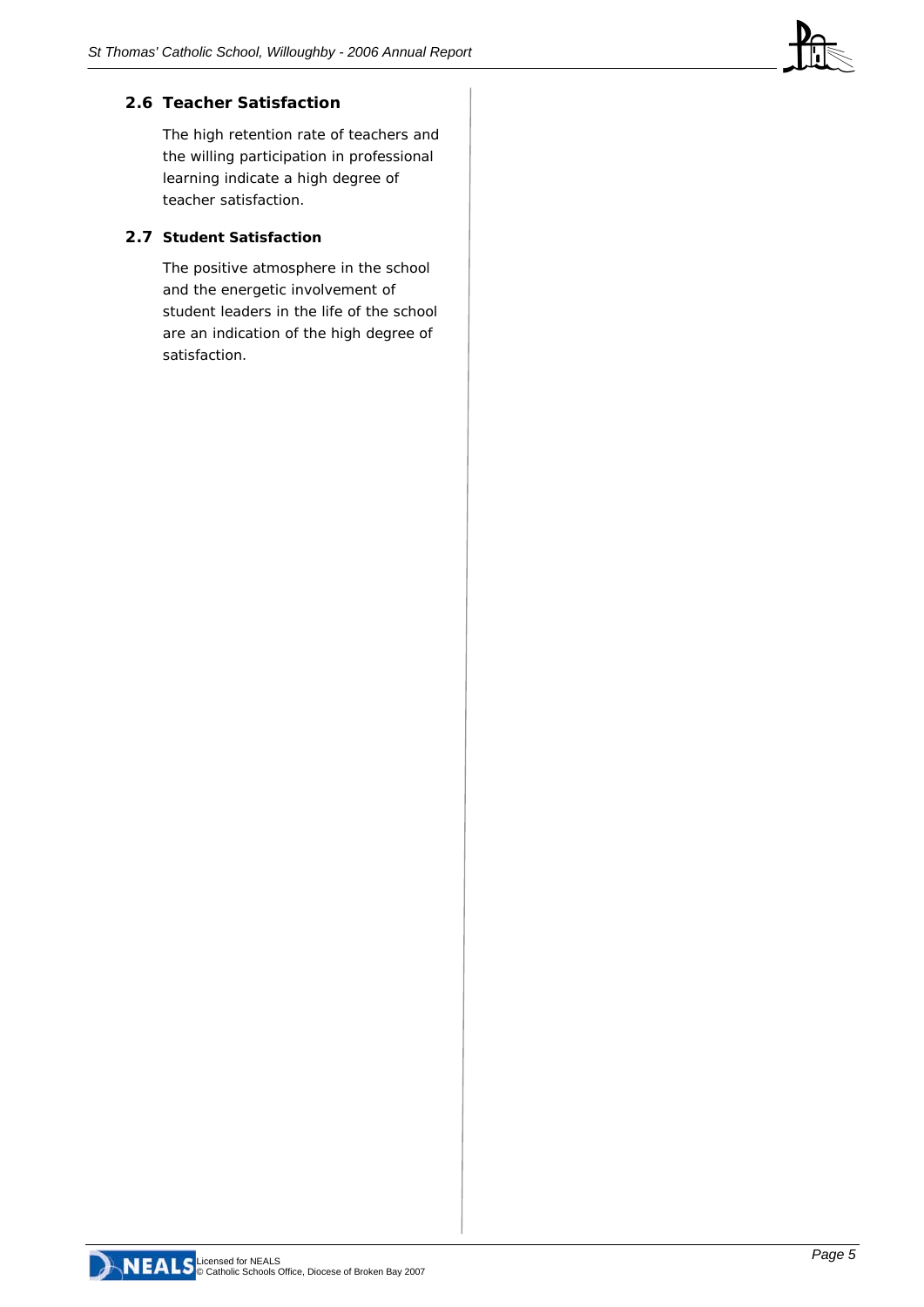## 2.6 Teacher Satisfaction

The high retention rate of teachers and the willing participation in professional learning indicate a high degree of teacher satisfaction.

## 2.7 Student Satisfaction

The positive atmosphere in the school and the energetic involvement of student leaders in the life of the school are an indication of the high degree of satisfaction.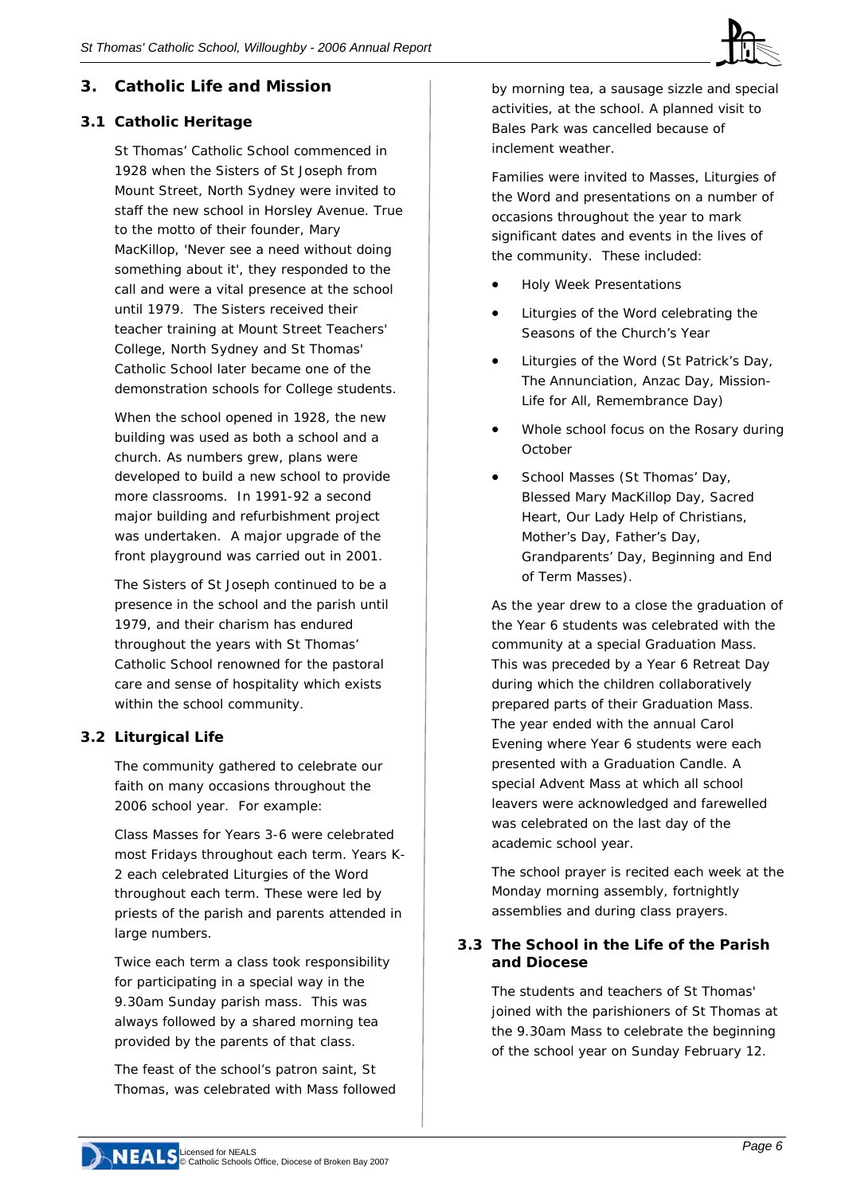## 3. Catholic Life and Mission

### 3.1 Catholic Heritage

St Thomas' Catholic School commenced in 1928 when the Sisters of St Joseph from Mount Street, North Sydney were invited to staff the new school in Horsley Avenue. True to the motto of their founder, Mary MacKillop, 'Never see a need without doing something about it', they responded to the call and were a vital presence at the school until 1979. The Sisters received their teacher training at Mount Street Teachers' College, North Sydney and St Thomas' Catholic School later became one of the demonstration schools for College students.

When the school opened in 1928, the new building was used as both a school and a church. As numbers grew, plans were developed to build a new school to provide more classrooms. In 1991-92 a second major building and refurbishment project was undertaken. A major upgrade of the front playground was carried out in 2001.

The Sisters of St Joseph continued to be a presence in the school and the parish until 1979, and their charism has endured throughout the years with St Thomas' Catholic School renowned for the pastoral care and sense of hospitality which exists within the school community.

### 3.2 Liturgical Life

The community gathered to celebrate our faith on many occasions throughout the 2006 school year. For example:

Class Masses for Years 3-6 were celebrated most Fridays throughout each term. Years K-2 each celebrated Liturgies of the Word throughout each term. These were led by priests of the parish and parents attended in large numbers.

Twice each term a class took responsibility for participating in a special way in the 9.30am Sunday parish mass. This was always followed by a shared morning tea provided by the parents of that class.

The feast of the school's patron saint, St Thomas, was celebrated with Mass followed by morning tea, a sausage sizzle and special activities, at the school. A planned visit to Bales Park was cancelled because of inclement weather.

Families were invited to Masses, Liturgies of the Word and presentations on a number of occasions throughout the year to mark significant dates and events in the lives of the community. These included:

- Holy Week Presentations
- Liturgies of the Word celebrating the Seasons of the Church's Year
- Liturgies of the Word (St Patrick's Day, The Annunciation, Anzac Day, Mission-Life for All, Remembrance Day)
- Whole school focus on the Rosary during October
- School Masses (St Thomas' Day, Blessed Mary MacKillop Day, Sacred Heart, Our Lady Help of Christians, Mother's Day, Father's Day, Grandparents' Day, Beginning and End of Term Masses).

As the year drew to a close the graduation of the Year 6 students was celebrated with the community at a special Graduation Mass. This was preceded by a Year 6 Retreat Day during which the children collaboratively prepared parts of their Graduation Mass. The year ended with the annual Carol Evening where Year 6 students were each presented with a Graduation Candle. A special Advent Mass at which all school leavers were acknowledged and farewelled was celebrated on the last day of the academic school year.

The school prayer is recited each week at the Monday morning assembly, fortnightly assemblies and during class prayers.

### 3.3 The School in the Life of the Parish and Diocese

The students and teachers of St Thomas' joined with the parishioners of St Thomas at the 9.30am Mass to celebrate the beginning of the school year on Sunday February 12.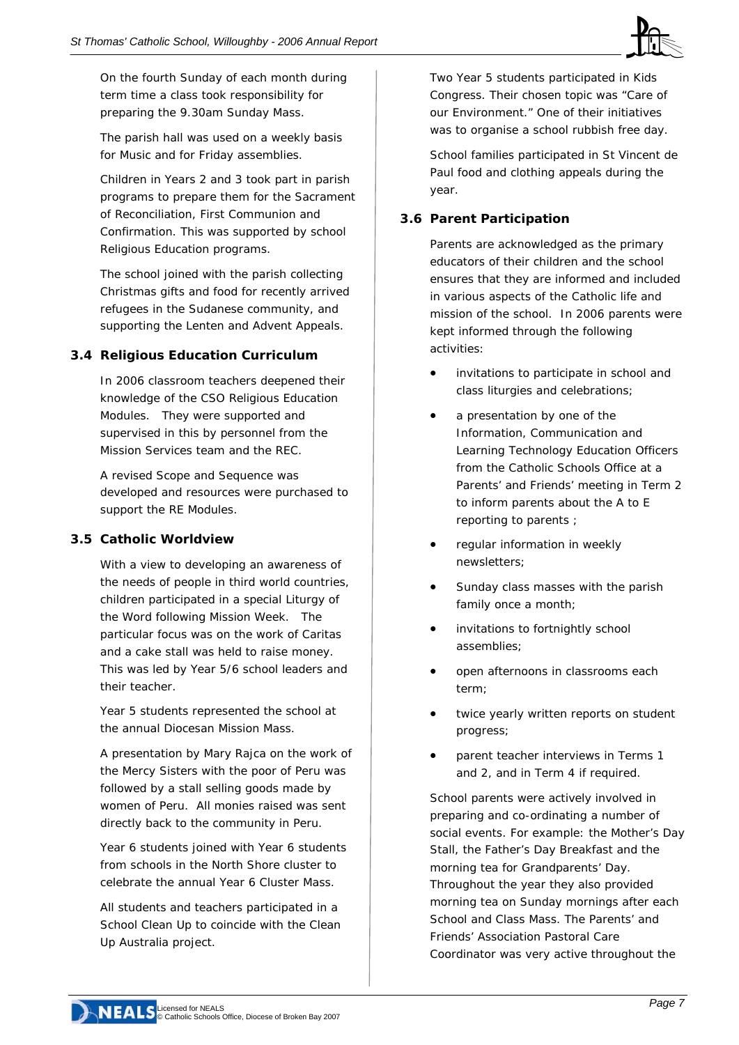On the fourth Sunday of each month during term time a class took responsibility for preparing the 9.30am Sunday Mass.

The parish hall was used on a weekly basis for Music and for Friday assemblies.

Children in Years 2 and 3 took part in parish programs to prepare them for the Sacrament of Reconciliation, First Communion and Confirmation. This was supported by school Religious Education programs.

The school joined with the parish collecting Christmas gifts and food for recently arrived refugees in the Sudanese community, and supporting the Lenten and Advent Appeals.

### 3.4 Religious Education Curriculum

In 2006 classroom teachers deepened their knowledge of the CSO Religious Education Modules. They were supported and supervised in this by personnel from the Mission Services team and the REC.

A revised Scope and Sequence was developed and resources were purchased to support the RE Modules.

### 3.5 Catholic Worldview

With a view to developing an awareness of the needs of people in third world countries, children participated in a special Liturgy of the Word following Mission Week. The particular focus was on the work of Caritas and a cake stall was held to raise money. This was led by Year 5/6 school leaders and their teacher.

Year 5 students represented the school at the annual Diocesan Mission Mass.

A presentation by Mary Rajca on the work of the Mercy Sisters with the poor of Peru was followed by a stall selling goods made by women of Peru. All monies raised was sent directly back to the community in Peru.

Year 6 students joined with Year 6 students from schools in the North Shore cluster to celebrate the annual Year 6 Cluster Mass.

All students and teachers participated in a School Clean Up to coincide with the Clean Up Australia project.

Two Year 5 students participated in Kids Congress. Their chosen topic was "Care of our Environment." One of their initiatives was to organise a school rubbish free day.

School families participated in St Vincent de Paul food and clothing appeals during the year.

### 3.6 Parent Participation

Parents are acknowledged as the primary educators of their children and the school ensures that they are informed and included in various aspects of the Catholic life and mission of the school. In 2006 parents were kept informed through the following activities:

- invitations to participate in school and class liturgies and celebrations;
- a presentation by one of the Information, Communication and Learning Technology Education Officers from the Catholic Schools Office at a Parents' and Friends' meeting in Term 2 to inform parents about the A to E reporting to parents ;
- regular information in weekly newsletters;
- Sunday class masses with the parish family once a month;
- invitations to fortnightly school assemblies;
- open afternoons in classrooms each term;
- twice yearly written reports on student progress;
- parent teacher interviews in Terms 1 and 2, and in Term 4 if required.

School parents were actively involved in preparing and co-ordinating a number of social events. For example: the Mother's Day Stall, the Father's Day Breakfast and the morning tea for Grandparents' Day. Throughout the year they also provided morning tea on Sunday mornings after each School and Class Mass. The Parents' and Friends' Association Pastoral Care Coordinator was very active throughout the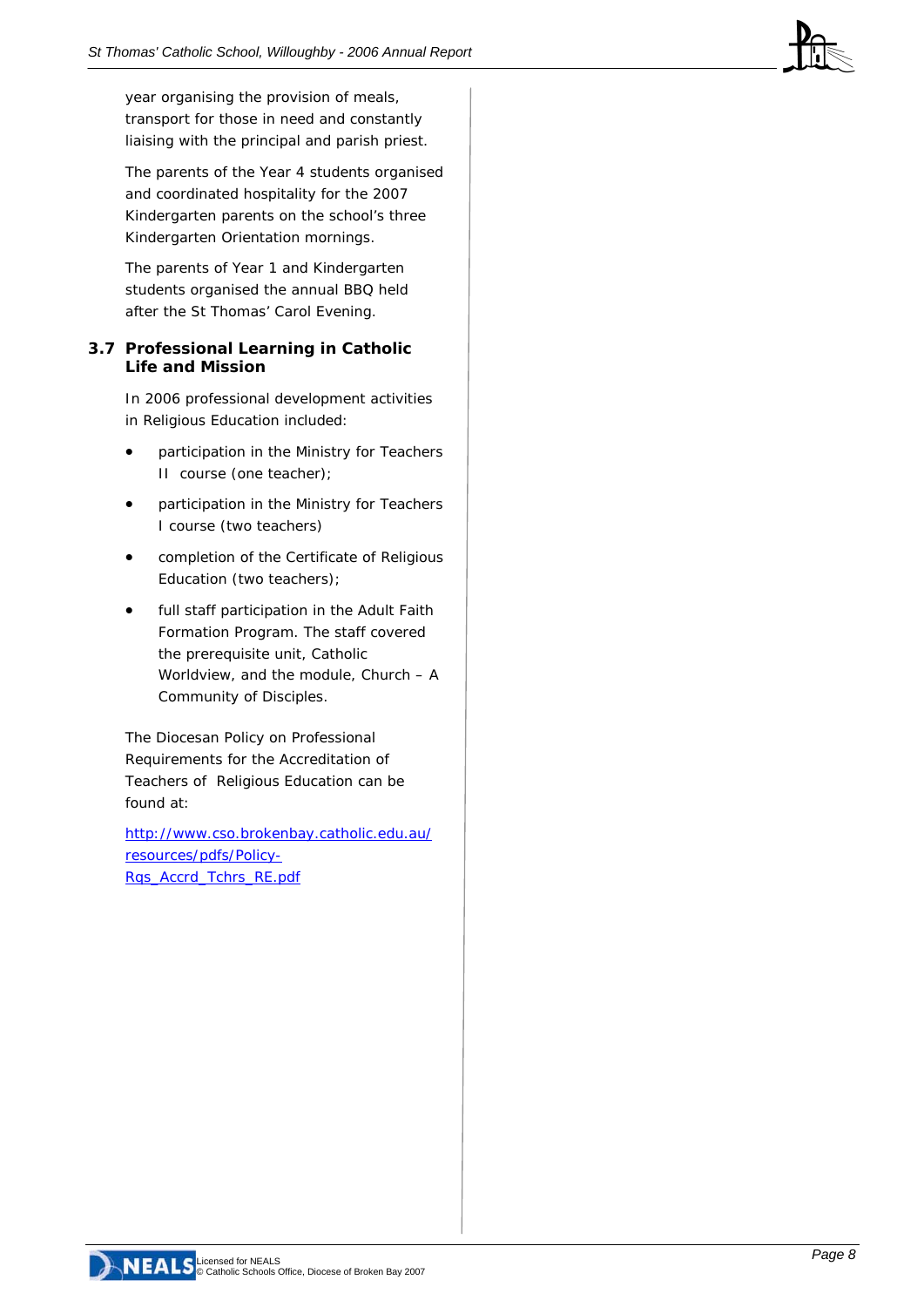year organising the provision of meals, transport for those in need and constantly liaising with the principal and parish priest.

The parents of the Year 4 students organised and coordinated hospitality for the 2007 Kindergarten parents on the school's three Kindergarten Orientation mornings.

The parents of Year 1 and Kindergarten students organised the annual BBQ held after the St Thomas' Carol Evening.

## 3.7 Professional Learning in Catholic Life and Mission

In 2006 professional development activities in Religious Education included:

- participation in the Ministry for Teachers II course (one teacher);
- participation in the Ministry for Teachers I course (two teachers)
- completion of the Certificate of Religious Education (two teachers);
- full staff participation in the Adult Faith Formation Program. The staff covered the prerequisite unit, Catholic Worldview, and the module, Church – A Community of Disciples.

The Diocesan Policy on Professional Requirements for the Accreditation of Teachers of Religious Education can be found at:

http://www.cso.brokenbay.catholic.edu.au/resources/pdfs/Policy-Rqs_Accrd_Tchrs_RE.pdf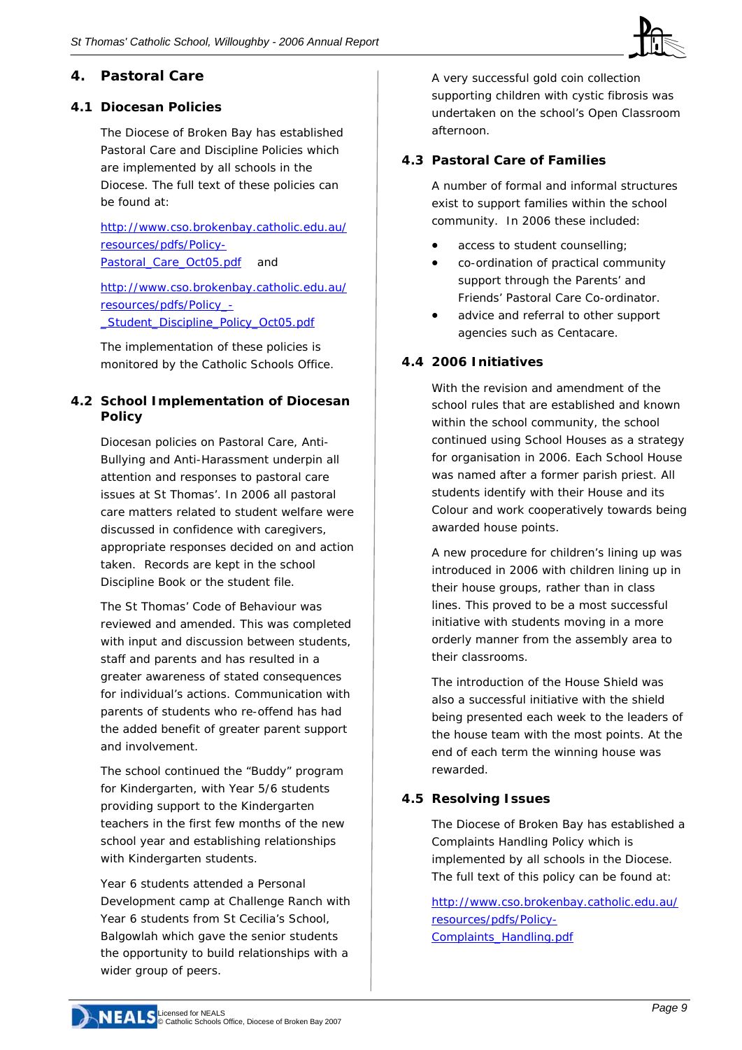## 4. Pastoral Care

### 4.1 Diocesan Policies

The Diocese of Broken Bay has established Pastoral Care and Discipline Policies which are implemented by all schools in the Diocese. The full text of these policies can be found at:

http://www.cso.brokenbay.catholic.edu.au/resources/pdfs/Policy-Pastoral_Care_Oct05.pdf and

http://www.cso.brokenbay.catholic.edu.au/resources/pdfs/Policy_-_Student_Discipline_Policy_Oct05.pdf

The implementation of these policies is monitored by the Catholic Schools Office.

### 4.2 School Implementation of Diocesan Policy

Diocesan policies on Pastoral Care, Anti-Bullying and Anti-Harassment underpin all attention and responses to pastoral care issues at St Thomas'. In 2006 all pastoral care matters related to student welfare were discussed in confidence with caregivers, appropriate responses decided on and action taken. Records are kept in the school Discipline Book or the student file.

The St Thomas' Code of Behaviour was reviewed and amended. This was completed with input and discussion between students, staff and parents and has resulted in a greater awareness of stated consequences for individual's actions. Communication with parents of students who re-offend has had the added benefit of greater parent support and involvement.

The school continued the "Buddy" program for Kindergarten, with Year 5/6 students providing support to the Kindergarten teachers in the first few months of the new school year and establishing relationships with Kindergarten students.

Year 6 students attended a Personal Development camp at Challenge Ranch with Year 6 students from St Cecilia's School, Balgowlah which gave the senior students the opportunity to build relationships with a wider group of peers.

A very successful gold coin collection supporting children with cystic fibrosis was undertaken on the school's Open Classroom afternoon.

### 4.3 Pastoral Care of Families

A number of formal and informal structures exist to support families within the school community. In 2006 these included:

- access to student counselling;
- co-ordination of practical community support through the Parents' and Friends' Pastoral Care Co-ordinator.
- advice and referral to other support agencies such as Centacare.

### 4.4 2006 Initiatives

With the revision and amendment of the school rules that are established and known within the school community, the school continued using School Houses as a strategy for organisation in 2006. Each School House was named after a former parish priest. All students identify with their House and its Colour and work cooperatively towards being awarded house points.

A new procedure for children's lining up was introduced in 2006 with children lining up in their house groups, rather than in class lines. This proved to be a most successful initiative with students moving in a more orderly manner from the assembly area to their classrooms.

The introduction of the House Shield was also a successful initiative with the shield being presented each week to the leaders of the house team with the most points. At the end of each term the winning house was rewarded.

### 4.5 Resolving Issues

The Diocese of Broken Bay has established a Complaints Handling Policy which is implemented by all schools in the Diocese. The full text of this policy can be found at:

http://www.cso.brokenbay.catholic.edu.au/resources/pdfs/Policy-Complaints_Handling.pdf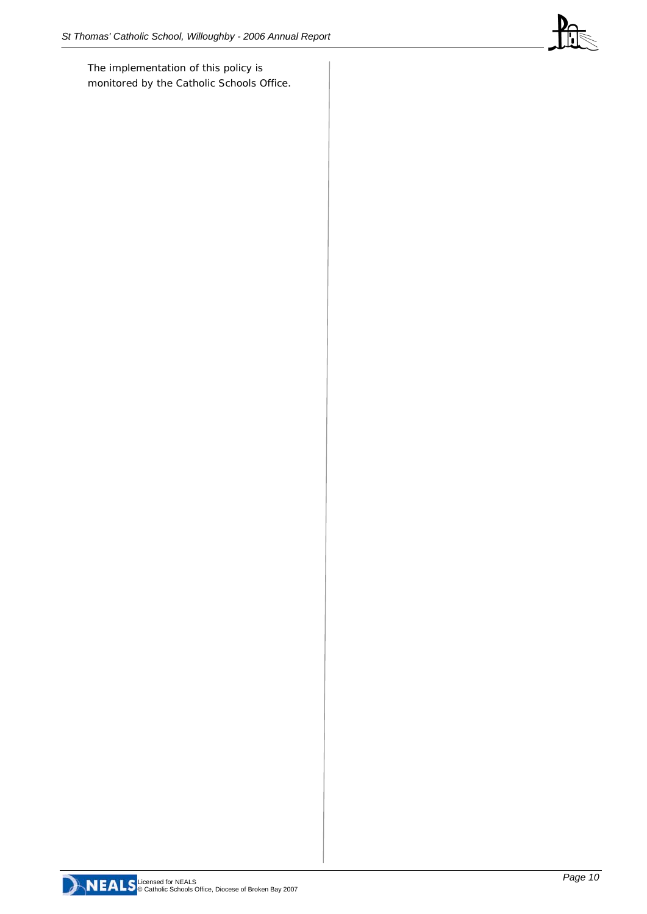The implementation of this policy is monitored by the Catholic Schools Office.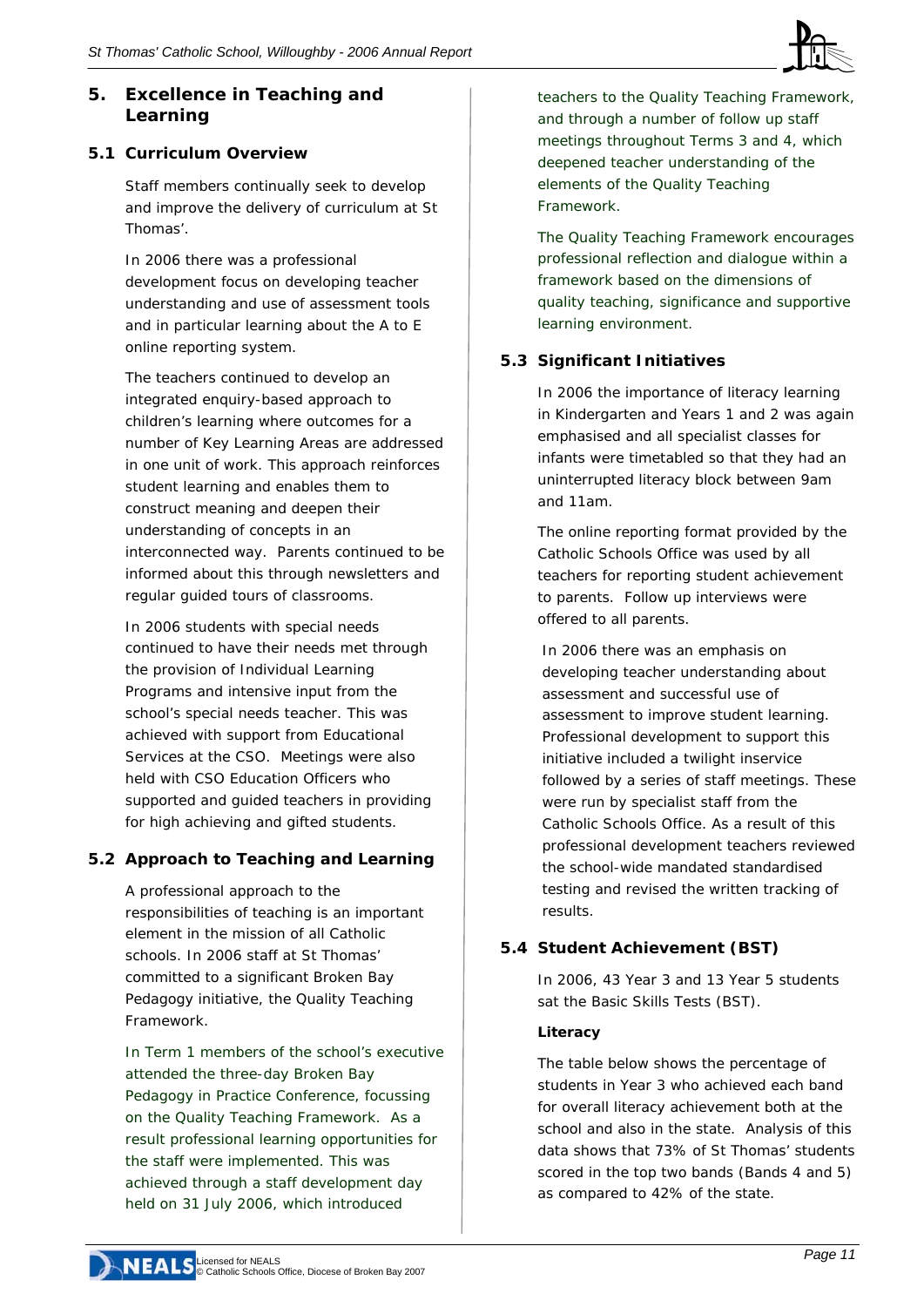## 5. Excellence in Teaching and Learning

### 5.1 Curriculum Overview

Staff members continually seek to develop and improve the delivery of curriculum at St Thomas'.

In 2006 there was a professional development focus on developing teacher understanding and use of assessment tools and in particular learning about the A to E online reporting system.

The teachers continued to develop an integrated enquiry-based approach to children's learning where outcomes for a number of Key Learning Areas are addressed in one unit of work. This approach reinforces student learning and enables them to construct meaning and deepen their understanding of concepts in an interconnected way. Parents continued to be informed about this through newsletters and regular guided tours of classrooms.

In 2006 students with special needs continued to have their needs met through the provision of Individual Learning Programs and intensive input from the school's special needs teacher. This was achieved with support from Educational Services at the CSO. Meetings were also held with CSO Education Officers who supported and guided teachers in providing for high achieving and gifted students.

### 5.2 Approach to Teaching and Learning

A professional approach to the responsibilities of teaching is an important element in the mission of all Catholic schools. In 2006 staff at St Thomas' committed to a significant Broken Bay Pedagogy initiative, the Quality Teaching Framework.

In Term 1 members of the school's executive attended the three-day Broken Bay Pedagogy in Practice Conference, focussing on the Quality Teaching Framework. As a result professional learning opportunities for the staff were implemented. This was achieved through a staff development day held on 31 July 2006, which introduced teachers to the Quality Teaching Framework, and through a number of follow up staff meetings throughout Terms 3 and 4, which deepened teacher understanding of the elements of the Quality Teaching Framework.

The Quality Teaching Framework encourages professional reflection and dialogue within a framework based on the dimensions of quality teaching, significance and supportive learning environment.

### 5.3 Significant Initiatives

In 2006 the importance of literacy learning in Kindergarten and Years 1 and 2 was again emphasised and all specialist classes for infants were timetabled so that they had an uninterrupted literacy block between 9am and 11am.

The online reporting format provided by the Catholic Schools Office was used by all teachers for reporting student achievement to parents. Follow up interviews were offered to all parents.

In 2006 there was an emphasis on developing teacher understanding about assessment and successful use of assessment to improve student learning. Professional development to support this initiative included a twilight inservice followed by a series of staff meetings. These were run by specialist staff from the Catholic Schools Office. As a result of this professional development teachers reviewed the school-wide mandated standardised testing and revised the written tracking of results.

### 5.4 Student Achievement (BST)

In 2006, 43 Year 3 and 13 Year 5 students sat the Basic Skills Tests (BST).

**Literacy**

The table below shows the percentage of students in Year 3 who achieved each band for overall literacy achievement both at the school and also in the state. Analysis of this data shows that 73% of St Thomas' students scored in the top two bands (Bands 4 and 5) as compared to 42% of the state.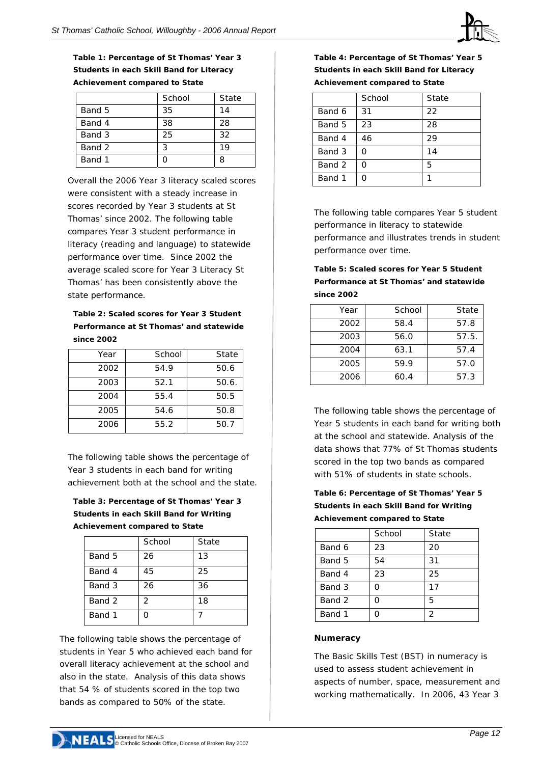**Table 1: Percentage of St Thomas' Year 3 Students in each Skill Band for Literacy Achievement compared to State**

| | School | State |
|---|---|---|
| Band 5 | 35 | 14 |
| Band 4 | 38 | 28 |
| Band 3 | 25 | 32 |
| Band 2 | 3 | 19 |
| Band 1 | 0 | 8 |

Overall the 2006 Year 3 literacy scaled scores were consistent with a steady increase in scores recorded by Year 3 students at St Thomas' since 2002. The following table compares Year 3 student performance in literacy (reading and language) to statewide performance over time. Since 2002 the average scaled score for Year 3 Literacy St Thomas' has been consistently above the state performance.

**Table 2: Scaled scores for Year 3 Student Performance at St Thomas' and statewide since 2002**

| Year | School | State |
|---|---|---|
| 2002 | 54.9 | 50.6 |
| 2003 | 52.1 | 50.6. |
| 2004 | 55.4 | 50.5 |
| 2005 | 54.6 | 50.8 |
| 2006 | 55.2 | 50.7 |

The following table shows the percentage of Year 3 students in each band for writing achievement both at the school and the state.

**Table 3: Percentage of St Thomas' Year 3 Students in each Skill Band for Writing Achievement compared to State**

| | School | State |
|---|---|---|
| Band 5 | 26 | 13 |
| Band 4 | 45 | 25 |
| Band 3 | 26 | 36 |
| Band 2 | 2 | 18 |
| Band 1 | 0 | 7 |

The following table shows the percentage of students in Year 5 who achieved each band for overall literacy achievement at the school and also in the state. Analysis of this data shows that 54 % of students scored in the top two bands as compared to 50% of the state.

**Table 4: Percentage of St Thomas' Year 5 Students in each Skill Band for Literacy Achievement compared to State**

| | School | State |
|---|---|---|
| Band 6 | 31 | 22 |
| Band 5 | 23 | 28 |
| Band 4 | 46 | 29 |
| Band 3 | 0 | 14 |
| Band 2 | 0 | 5 |
| Band 1 | 0 | 1 |

The following table compares Year 5 student performance in literacy to statewide performance and illustrates trends in student performance over time.

**Table 5: Scaled scores for Year 5 Student Performance at St Thomas' and statewide since 2002**

| Year | School | State |
|---|---|---|
| 2002 | 58.4 | 57.8 |
| 2003 | 56.0 | 57.5. |
| 2004 | 63.1 | 57.4 |
| 2005 | 59.9 | 57.0 |
| 2006 | 60.4 | 57.3 |

The following table shows the percentage of Year 5 students in each band for writing both at the school and statewide. Analysis of the data shows that 77% of St Thomas students scored in the top two bands as compared with 51% of students in state schools.

**Table 6: Percentage of St Thomas' Year 5 Students in each Skill Band for Writing Achievement compared to State**

| | School | State |
|---|---|---|
| Band 6 | 23 | 20 |
| Band 5 | 54 | 31 |
| Band 4 | 23 | 25 |
| Band 3 | 0 | 17 |
| Band 2 | 0 | 5 |
| Band 1 | 0 | 2 |

**Numeracy**

The Basic Skills Test (BST) in numeracy is used to assess student achievement in aspects of number, space, measurement and working mathematically. In 2006, 43 Year 3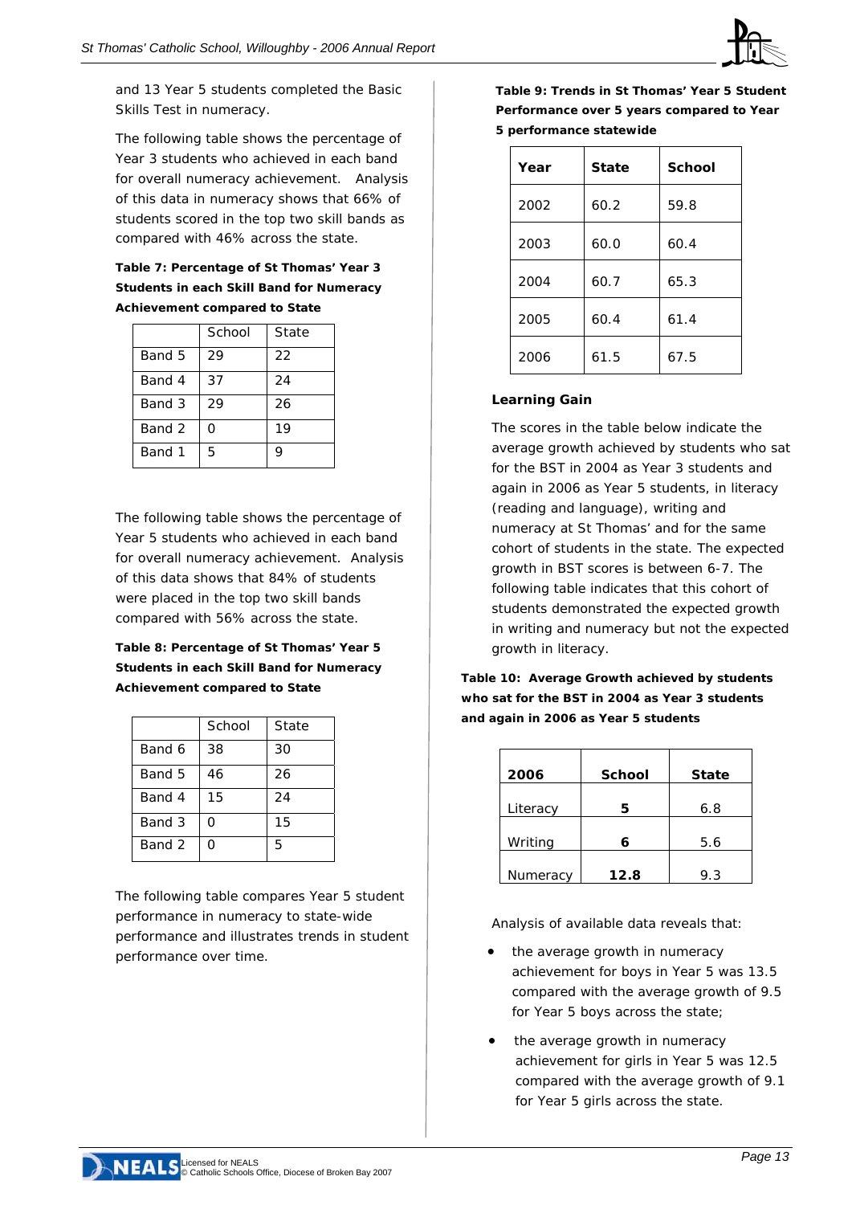and 13 Year 5 students completed the Basic Skills Test in numeracy.

The following table shows the percentage of Year 3 students who achieved in each band for overall numeracy achievement. Analysis of this data in numeracy shows that 66% of students scored in the top two skill bands as compared with 46% across the state.

**Table 7: Percentage of St Thomas' Year 3 Students in each Skill Band for Numeracy Achievement compared to State**

| | School | State |
|---|---|---|
| Band 5 | 29 | 22 |
| Band 4 | 37 | 24 |
| Band 3 | 29 | 26 |
| Band 2 | 0 | 19 |
| Band 1 | 5 | 9 |

The following table shows the percentage of Year 5 students who achieved in each band for overall numeracy achievement. Analysis of this data shows that 84% of students were placed in the top two skill bands compared with 56% across the state.

**Table 8: Percentage of St Thomas' Year 5 Students in each Skill Band for Numeracy Achievement compared to State**

| | School | State |
|---|---|---|
| Band 6 | 38 | 30 |
| Band 5 | 46 | 26 |
| Band 4 | 15 | 24 |
| Band 3 | 0 | 15 |
| Band 2 | 0 | 5 |

The following table compares Year 5 student performance in numeracy to state-wide performance and illustrates trends in student performance over time.

**Table 9: Trends in St Thomas' Year 5 Student Performance over 5 years compared to Year 5 performance statewide**

| Year | State | School |
|---|---|---|
| 2002 | 60.2 | 59.8 |
| 2003 | 60.0 | 60.4 |
| 2004 | 60.7 | 65.3 |
| 2005 | 60.4 | 61.4 |
| 2006 | 61.5 | 67.5 |

### Learning Gain

The scores in the table below indicate the average growth achieved by students who sat for the BST in 2004 as Year 3 students and again in 2006 as Year 5 students, in literacy (reading and language), writing and numeracy at St Thomas' and for the same cohort of students in the state. The expected growth in BST scores is between 6-7. The following table indicates that this cohort of students demonstrated the expected growth in writing and numeracy but not the expected growth in literacy.

**Table 10: Average Growth achieved by students who sat for the BST in 2004 as Year 3 students and again in 2006 as Year 5 students**

| 2006 | School | State |
|---|---|---|
| Literacy | **5** | 6.8 |
| Writing | **6** | 5.6 |
| Numeracy | **12.8** | 9.3 |

Analysis of available data reveals that:

- the average growth in numeracy achievement for boys in Year 5 was 13.5 compared with the average growth of 9.5 for Year 5 boys across the state;
- the average growth in numeracy achievement for girls in Year 5 was 12.5 compared with the average growth of 9.1 for Year 5 girls across the state.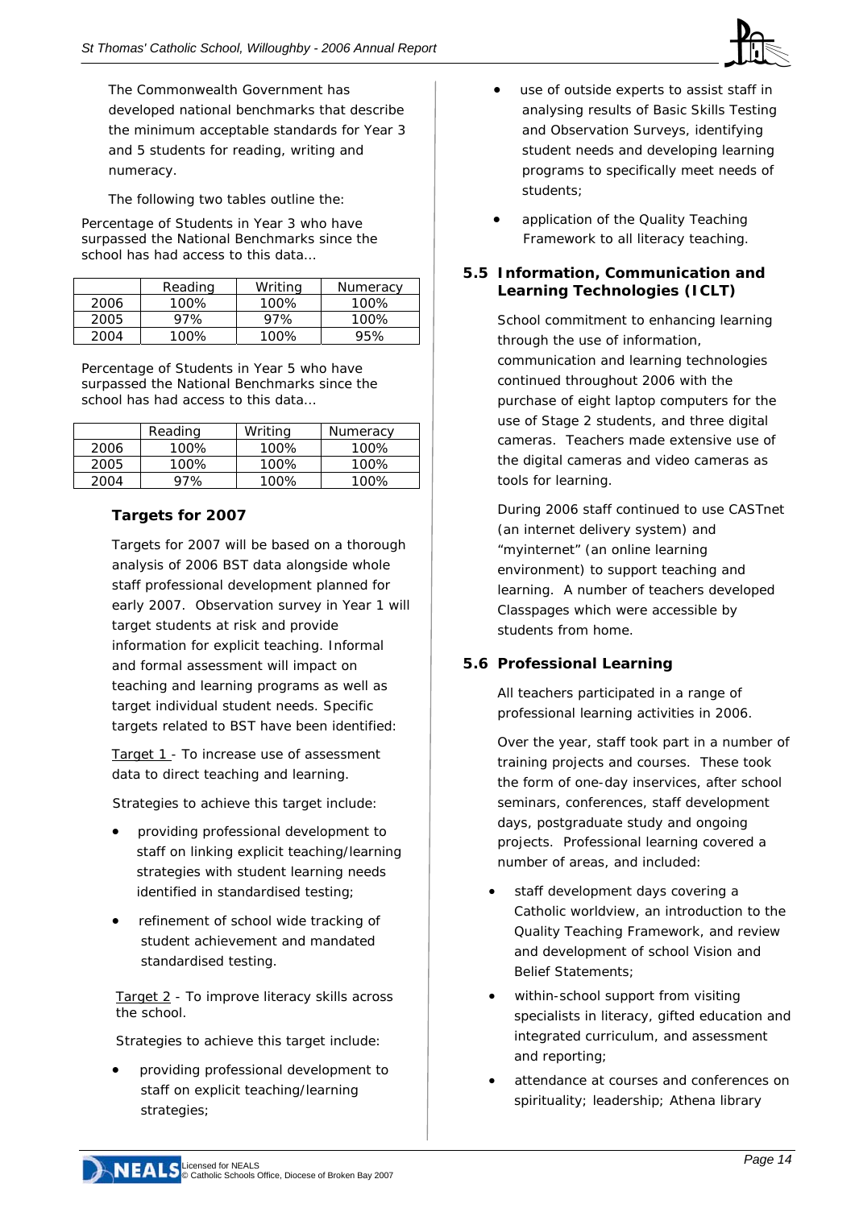The Commonwealth Government has developed national benchmarks that describe the minimum acceptable standards for Year 3 and 5 students for reading, writing and numeracy.

The following two tables outline the:

Percentage of Students in Year 3 who have surpassed the National Benchmarks since the school has had access to this data…

| | Reading | Writing | Numeracy |
|---|---|---|---|
| 2006 | 100% | 100% | 100% |
| 2005 | 97% | 97% | 100% |
| 2004 | 100% | 100% | 95% |

Percentage of Students in Year 5 who have surpassed the National Benchmarks since the school has had access to this data…

| | Reading | Writing | Numeracy |
|---|---|---|---|
| 2006 | 100% | 100% | 100% |
| 2005 | 100% | 100% | 100% |
| 2004 | 97% | 100% | 100% |

### Targets for 2007

Targets for 2007 will be based on a thorough analysis of 2006 BST data alongside whole staff professional development planned for early 2007. Observation survey in Year 1 will target students at risk and provide information for explicit teaching. Informal and formal assessment will impact on teaching and learning programs as well as target individual student needs. Specific targets related to BST have been identified:

Target 1 - To increase use of assessment data to direct teaching and learning.

Strategies to achieve this target include:

- providing professional development to staff on linking explicit teaching/learning strategies with student learning needs identified in standardised testing;
- refinement of school wide tracking of student achievement and mandated standardised testing.

Target 2 - To improve literacy skills across the school.

Strategies to achieve this target include:

- providing professional development to staff on explicit teaching/learning strategies;
- use of outside experts to assist staff in analysing results of Basic Skills Testing and Observation Surveys, identifying student needs and developing learning programs to specifically meet needs of students;
- application of the Quality Teaching Framework to all literacy teaching.

## 5.5 Information, Communication and Learning Technologies (ICLT)

School commitment to enhancing learning through the use of information, communication and learning technologies continued throughout 2006 with the purchase of eight laptop computers for the use of Stage 2 students, and three digital cameras. Teachers made extensive use of the digital cameras and video cameras as tools for learning.

During 2006 staff continued to use CASTnet (an internet delivery system) and "myinternet" (an online learning environment) to support teaching and learning. A number of teachers developed Classpages which were accessible by students from home.

## 5.6 Professional Learning

All teachers participated in a range of professional learning activities in 2006.

Over the year, staff took part in a number of training projects and courses. These took the form of one-day inservices, after school seminars, conferences, staff development days, postgraduate study and ongoing projects. Professional learning covered a number of areas, and included:

- staff development days covering a Catholic worldview, an introduction to the Quality Teaching Framework, and review and development of school Vision and Belief Statements;
- within-school support from visiting specialists in literacy, gifted education and integrated curriculum, and assessment and reporting;
- attendance at courses and conferences on spirituality; leadership; Athena library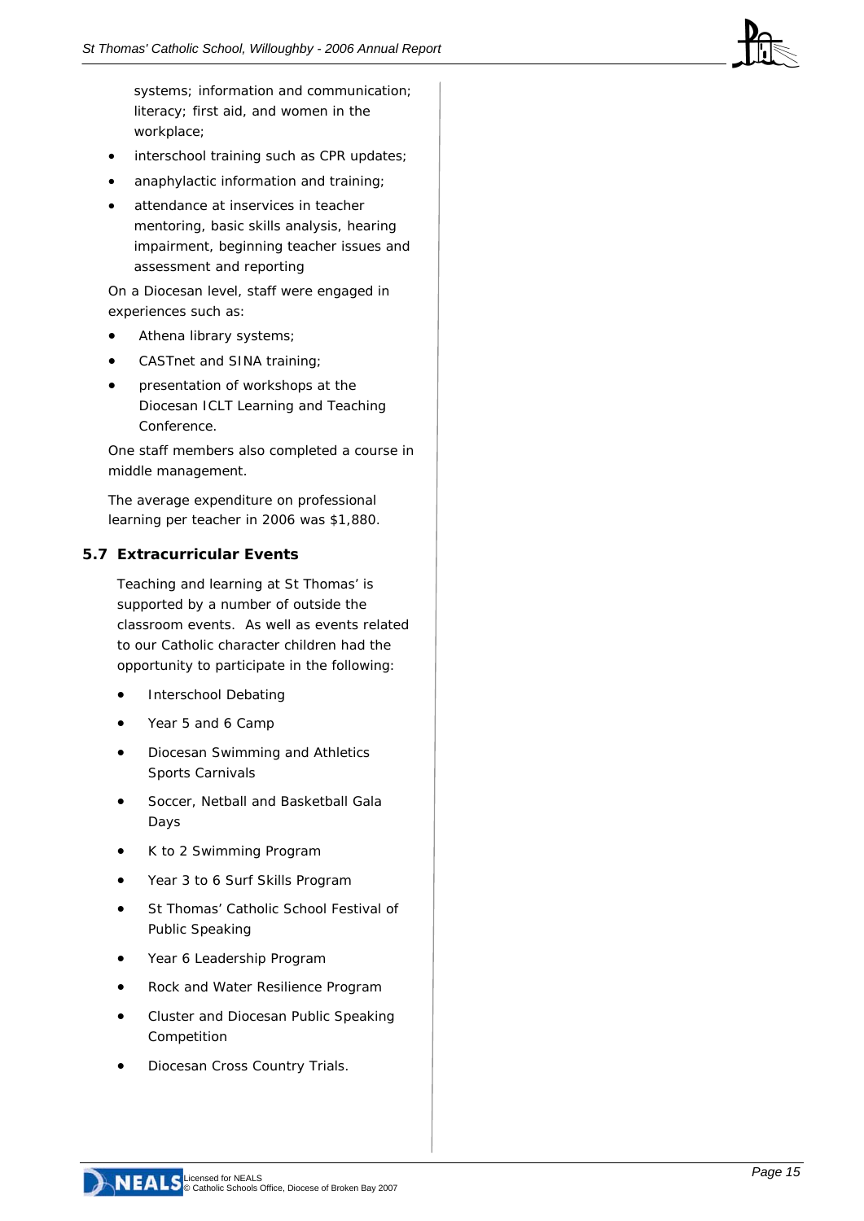systems; information and communication; literacy; first aid, and women in the workplace;

- interschool training such as CPR updates;
- anaphylactic information and training;
- attendance at inservices in teacher mentoring, basic skills analysis, hearing impairment, beginning teacher issues and assessment and reporting

On a Diocesan level, staff were engaged in experiences such as:

- Athena library systems;
- CASTnet and SINA training;
- presentation of workshops at the Diocesan ICLT Learning and Teaching Conference.

One staff members also completed a course in middle management.

The average expenditure on professional learning per teacher in 2006 was $1,880.

### 5.7 Extracurricular Events

Teaching and learning at St Thomas' is supported by a number of outside the classroom events. As well as events related to our Catholic character children had the opportunity to participate in the following:

- Interschool Debating
- Year 5 and 6 Camp
- Diocesan Swimming and Athletics Sports Carnivals
- Soccer, Netball and Basketball Gala Days
- K to 2 Swimming Program
- Year 3 to 6 Surf Skills Program
- St Thomas' Catholic School Festival of Public Speaking
- Year 6 Leadership Program
- Rock and Water Resilience Program
- Cluster and Diocesan Public Speaking Competition
- Diocesan Cross Country Trials.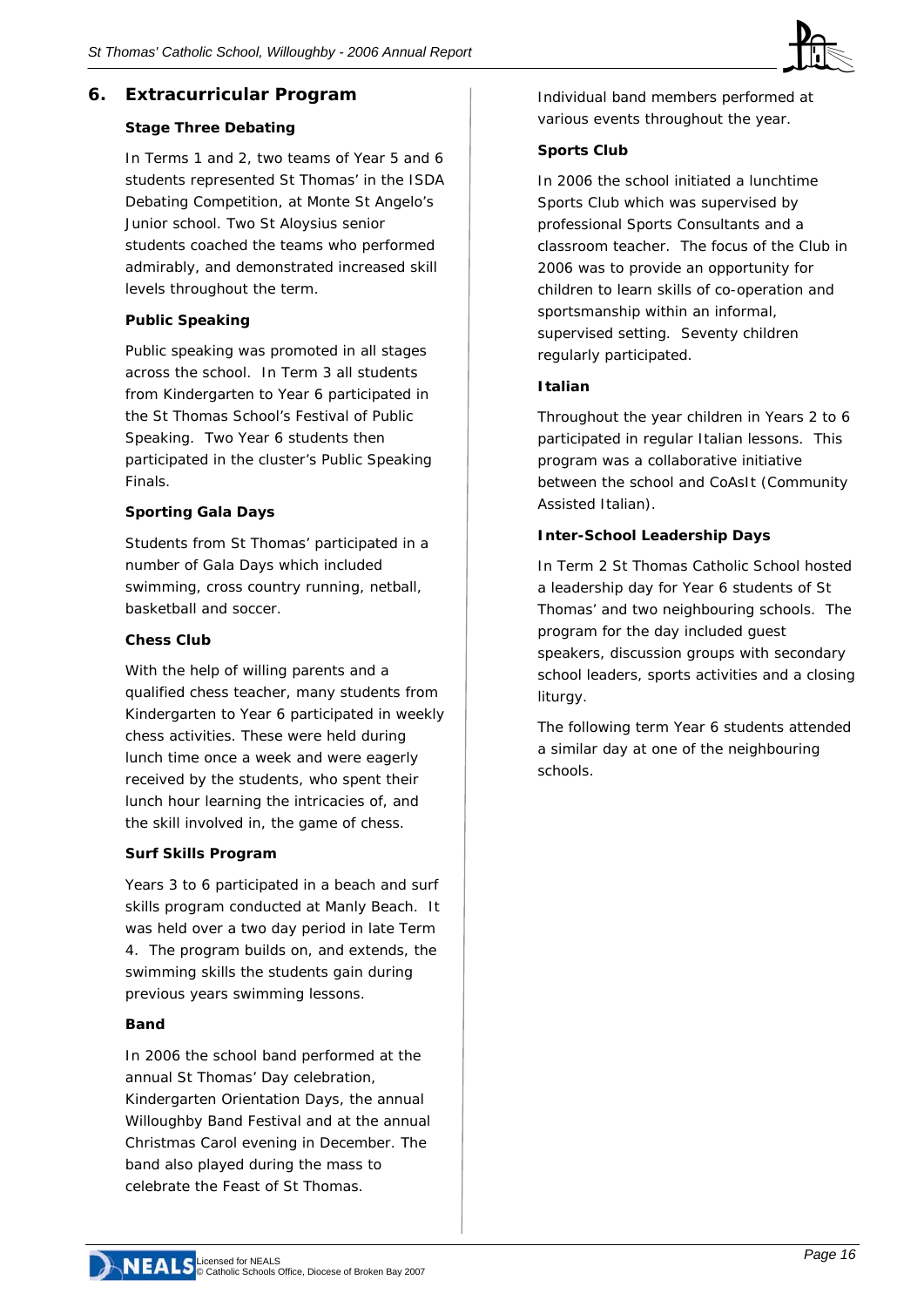## 6. Extracurricular Program

### Stage Three Debating

In Terms 1 and 2, two teams of Year 5 and 6 students represented St Thomas' in the ISDA Debating Competition, at Monte St Angelo's Junior school. Two St Aloysius senior students coached the teams who performed admirably, and demonstrated increased skill levels throughout the term.

### Public Speaking

Public speaking was promoted in all stages across the school. In Term 3 all students from Kindergarten to Year 6 participated in the St Thomas School's Festival of Public Speaking. Two Year 6 students then participated in the cluster's Public Speaking Finals.

### Sporting Gala Days

Students from St Thomas' participated in a number of Gala Days which included swimming, cross country running, netball, basketball and soccer.

### Chess Club

With the help of willing parents and a qualified chess teacher, many students from Kindergarten to Year 6 participated in weekly chess activities. These were held during lunch time once a week and were eagerly received by the students, who spent their lunch hour learning the intricacies of, and the skill involved in, the game of chess.

### Surf Skills Program

Years 3 to 6 participated in a beach and surf skills program conducted at Manly Beach. It was held over a two day period in late Term 4. The program builds on, and extends, the swimming skills the students gain during previous years swimming lessons.

### Band

In 2006 the school band performed at the annual St Thomas' Day celebration, Kindergarten Orientation Days, the annual Willoughby Band Festival and at the annual Christmas Carol evening in December. The band also played during the mass to celebrate the Feast of St Thomas.

Individual band members performed at various events throughout the year.

### Sports Club

In 2006 the school initiated a lunchtime Sports Club which was supervised by professional Sports Consultants and a classroom teacher. The focus of the Club in 2006 was to provide an opportunity for children to learn skills of co-operation and sportsmanship within an informal, supervised setting. Seventy children regularly participated.

### Italian

Throughout the year children in Years 2 to 6 participated in regular Italian lessons. This program was a collaborative initiative between the school and CoAsIt (Community Assisted Italian).

### Inter-School Leadership Days

In Term 2 St Thomas Catholic School hosted a leadership day for Year 6 students of St Thomas' and two neighbouring schools. The program for the day included guest speakers, discussion groups with secondary school leaders, sports activities and a closing liturgy.

The following term Year 6 students attended a similar day at one of the neighbouring schools.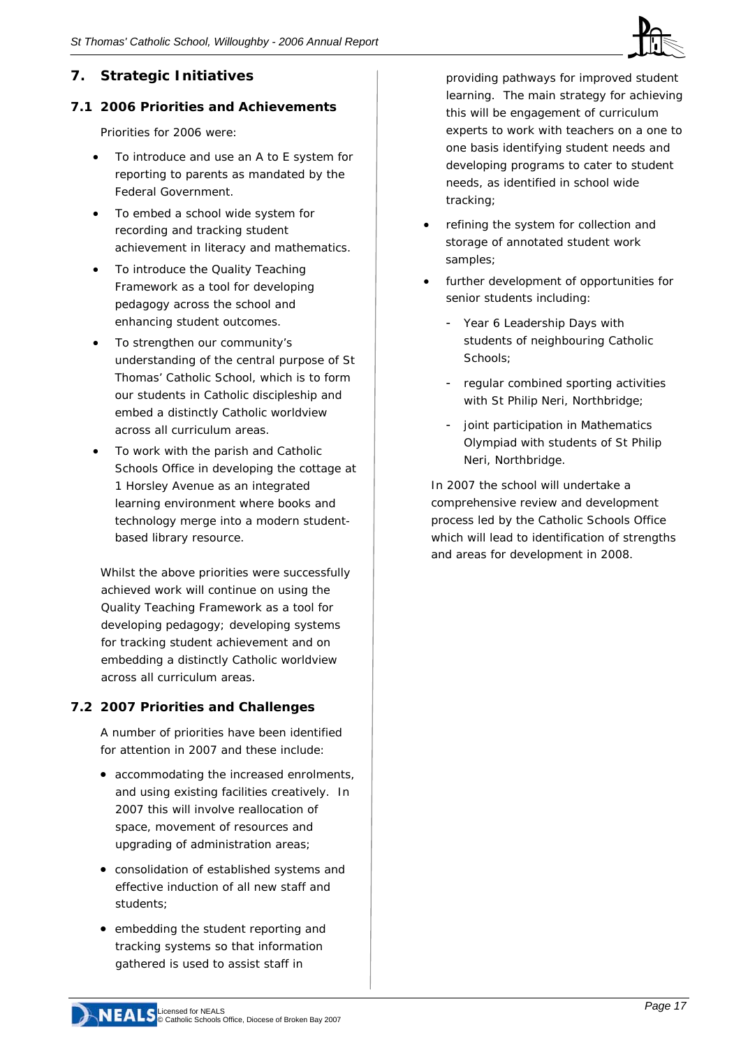## 7. Strategic Initiatives

### 7.1 2006 Priorities and Achievements

Priorities for 2006 were:

- To introduce and use an A to E system for reporting to parents as mandated by the Federal Government.
- To embed a school wide system for recording and tracking student achievement in literacy and mathematics.
- To introduce the Quality Teaching Framework as a tool for developing pedagogy across the school and enhancing student outcomes.
- To strengthen our community's understanding of the central purpose of St Thomas' Catholic School, which is to form our students in Catholic discipleship and embed a distinctly Catholic worldview across all curriculum areas.
- To work with the parish and Catholic Schools Office in developing the cottage at 1 Horsley Avenue as an integrated learning environment where books and technology merge into a modern student-based library resource.

Whilst the above priorities were successfully achieved work will continue on using the Quality Teaching Framework as a tool for developing pedagogy; developing systems for tracking student achievement and on embedding a distinctly Catholic worldview across all curriculum areas.

### 7.2 2007 Priorities and Challenges

A number of priorities have been identified for attention in 2007 and these include:

- accommodating the increased enrolments, and using existing facilities creatively. In 2007 this will involve reallocation of space, movement of resources and upgrading of administration areas;
- consolidation of established systems and effective induction of all new staff and students;
- embedding the student reporting and tracking systems so that information gathered is used to assist staff in providing pathways for improved student learning. The main strategy for achieving this will be engagement of curriculum experts to work with teachers on a one to one basis identifying student needs and developing programs to cater to student needs, as identified in school wide tracking;
- refining the system for collection and storage of annotated student work samples;
- further development of opportunities for senior students including:
  - Year 6 Leadership Days with students of neighbouring Catholic Schools;
  - regular combined sporting activities with St Philip Neri, Northbridge;
  - joint participation in Mathematics Olympiad with students of St Philip Neri, Northbridge.

In 2007 the school will undertake a comprehensive review and development process led by the Catholic Schools Office which will lead to identification of strengths and areas for development in 2008.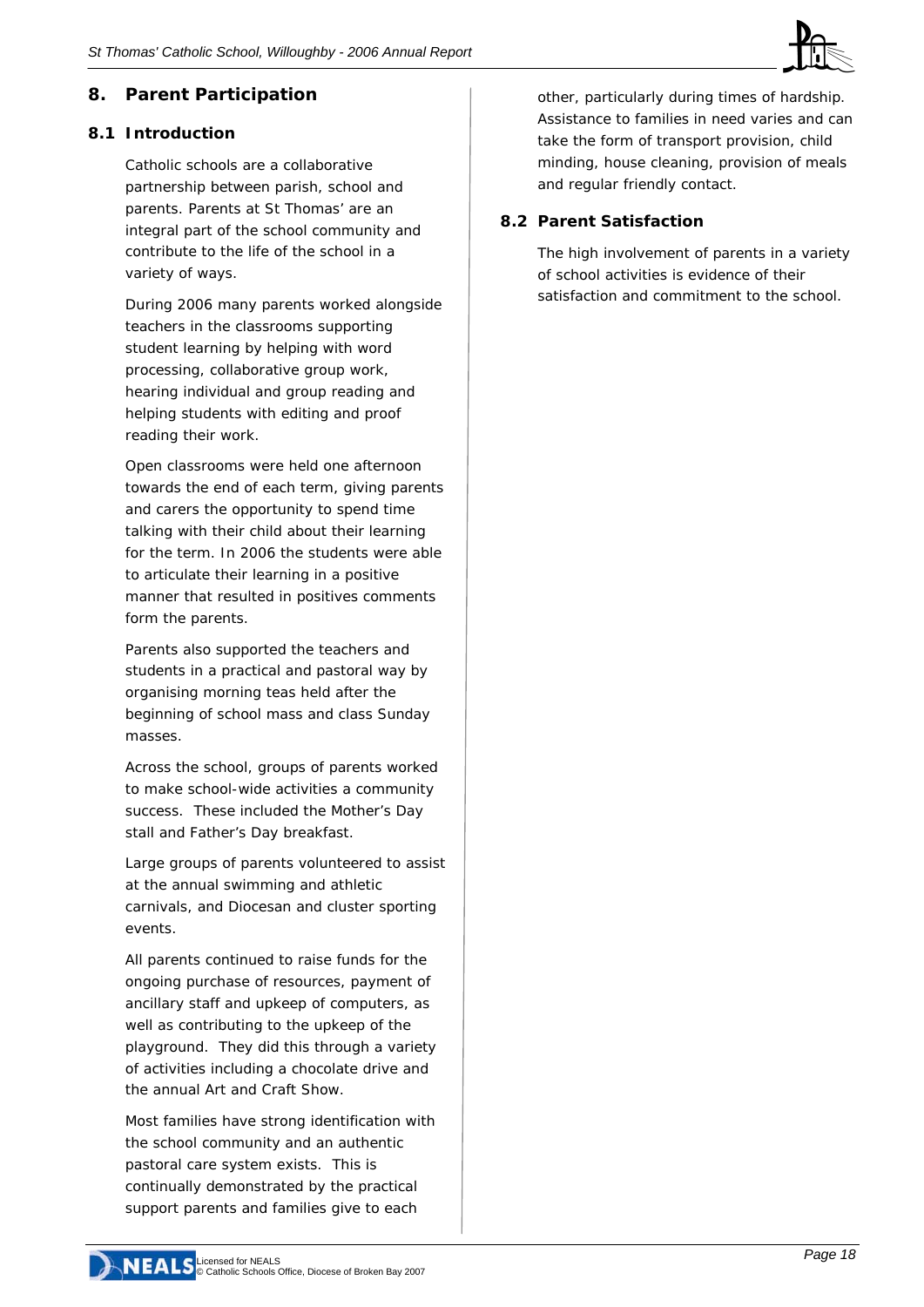## 8. Parent Participation

### 8.1 Introduction

Catholic schools are a collaborative partnership between parish, school and parents. Parents at St Thomas' are an integral part of the school community and contribute to the life of the school in a variety of ways.

During 2006 many parents worked alongside teachers in the classrooms supporting student learning by helping with word processing, collaborative group work, hearing individual and group reading and helping students with editing and proof reading their work.

Open classrooms were held one afternoon towards the end of each term, giving parents and carers the opportunity to spend time talking with their child about their learning for the term. In 2006 the students were able to articulate their learning in a positive manner that resulted in positives comments form the parents.

Parents also supported the teachers and students in a practical and pastoral way by organising morning teas held after the beginning of school mass and class Sunday masses.

Across the school, groups of parents worked to make school-wide activities a community success. These included the Mother's Day stall and Father's Day breakfast.

Large groups of parents volunteered to assist at the annual swimming and athletic carnivals, and Diocesan and cluster sporting events.

All parents continued to raise funds for the ongoing purchase of resources, payment of ancillary staff and upkeep of computers, as well as contributing to the upkeep of the playground. They did this through a variety of activities including a chocolate drive and the annual Art and Craft Show.

Most families have strong identification with the school community and an authentic pastoral care system exists. This is continually demonstrated by the practical support parents and families give to each other, particularly during times of hardship. Assistance to families in need varies and can take the form of transport provision, child minding, house cleaning, provision of meals and regular friendly contact.

### 8.2 Parent Satisfaction

The high involvement of parents in a variety of school activities is evidence of their satisfaction and commitment to the school.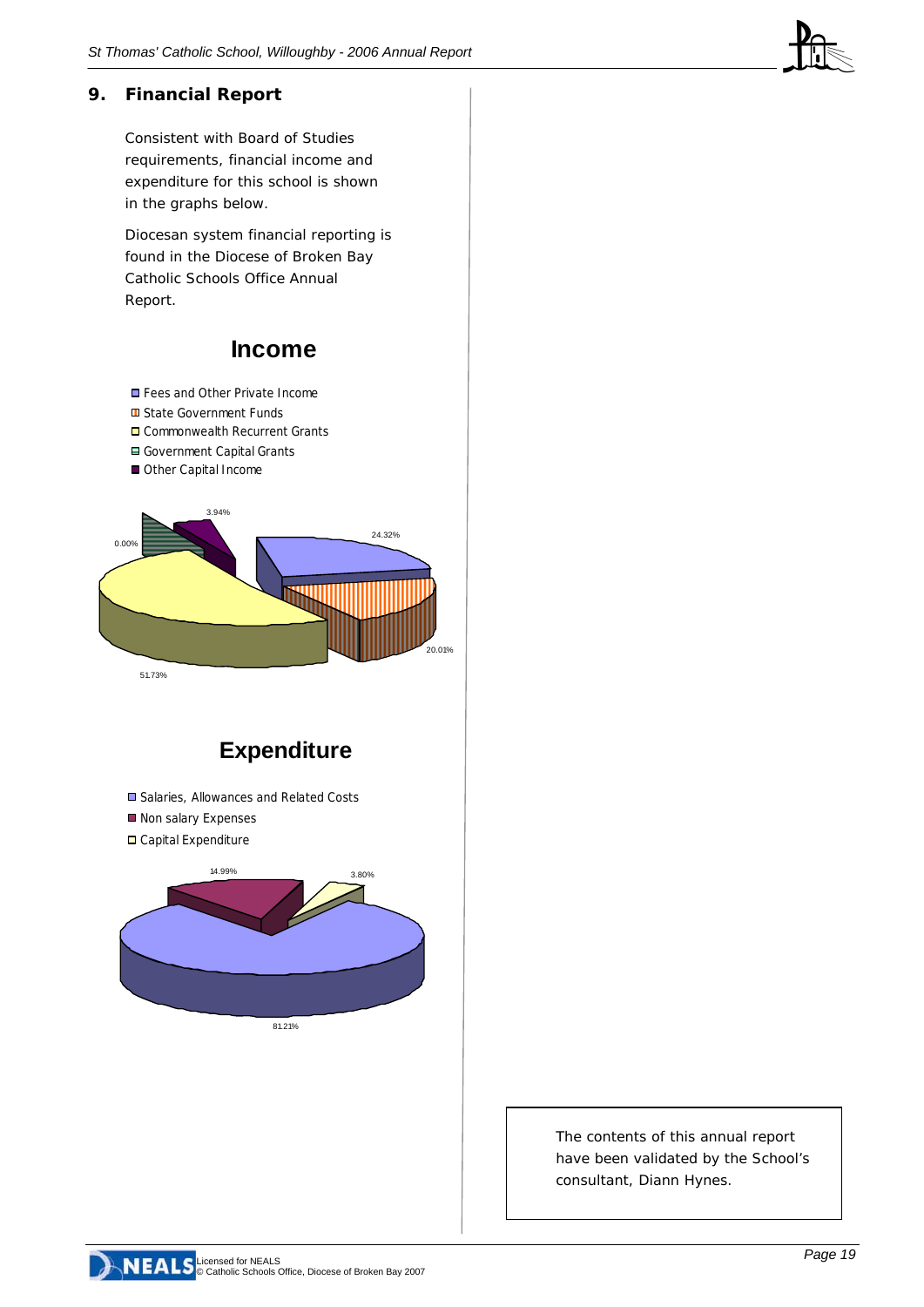## 9. Financial Report

Consistent with Board of Studies requirements, financial income and expenditure for this school is shown in the graphs below.

Diocesan system financial reporting is found in the Diocese of Broken Bay Catholic Schools Office Annual Report.

### Income

Fees and Other Private Income
State Government Funds
Commonwealth Recurrent Grants
Government Capital Grants
Other Capital Income

3.94%
24.32%
0.00%
20.01%
51.73%

### Expenditure

Salaries, Allowances and Related Costs
Non salary Expenses
Capital Expenditure

14.99%
3.80%
81.21%

The contents of this annual report have been validated by the School's consultant, Diann Hynes.